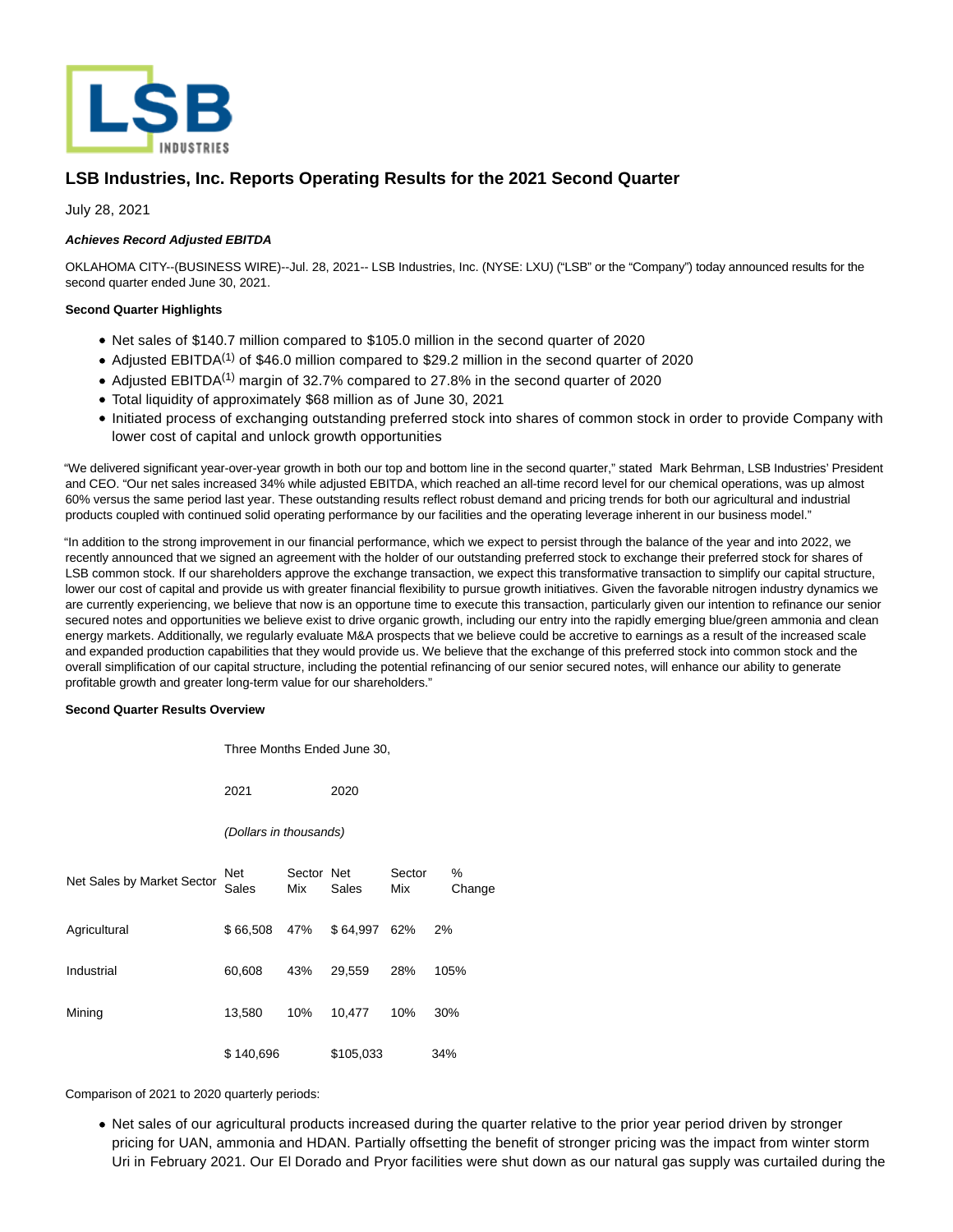# LSB Industries, Inc. Reports Operating Results for the 2021 Second Quarter

July 28, 2021

***Achieves Record Adjusted EBITDA***

OKLAHOMA CITY--(BUSINESS WIRE)--Jul. 28, 2021-- LSB Industries, Inc. (NYSE: LXU) ("LSB" or the "Company") today announced results for the second quarter ended June 30, 2021.

**Second Quarter Highlights**

- Net sales of $140.7 million compared to $105.0 million in the second quarter of 2020
- Adjusted EBITDA(1) of $46.0 million compared to $29.2 million in the second quarter of 2020
- Adjusted EBITDA(1) margin of 32.7% compared to 27.8% in the second quarter of 2020
- Total liquidity of approximately $68 million as of June 30, 2021
- Initiated process of exchanging outstanding preferred stock into shares of common stock in order to provide Company with lower cost of capital and unlock growth opportunities

"We delivered significant year-over-year growth in both our top and bottom line in the second quarter," stated Mark Behrman, LSB Industries' President and CEO. "Our net sales increased 34% while adjusted EBITDA, which reached an all-time record level for our chemical operations, was up almost 60% versus the same period last year. These outstanding results reflect robust demand and pricing trends for both our agricultural and industrial products coupled with continued solid operating performance by our facilities and the operating leverage inherent in our business model."

"In addition to the strong improvement in our financial performance, which we expect to persist through the balance of the year and into 2022, we recently announced that we signed an agreement with the holder of our outstanding preferred stock to exchange their preferred stock for shares of LSB common stock. If our shareholders approve the exchange transaction, we expect this transformative transaction to simplify our capital structure, lower our cost of capital and provide us with greater financial flexibility to pursue growth initiatives. Given the favorable nitrogen industry dynamics we are currently experiencing, we believe that now is an opportune time to execute this transaction, particularly given our intention to refinance our senior secured notes and opportunities we believe exist to drive organic growth, including our entry into the rapidly emerging blue/green ammonia and clean energy markets. Additionally, we regularly evaluate M&A prospects that we believe could be accretive to earnings as a result of the increased scale and expanded production capabilities that they would provide us. We believe that the exchange of this preferred stock into common stock and the overall simplification of our capital structure, including the potential refinancing of our senior secured notes, will enhance our ability to generate profitable growth and greater long-term value for our shareholders."

**Second Quarter Results Overview**

| | Three Months Ended June 30, | | | | |
|---|---|---|---|---|---|
| | 2021 | | 2020 | | |
| | *(Dollars in thousands)* | | | | |
| Net Sales by Market Sector | Net Sales | Sector Mix | Net Sales | Sector Mix | % Change |
| Agricultural | $ 66,508 | 47% | $ 64,997 | 62% | 2% |
| Industrial | 60,608 | 43% | 29,559 | 28% | 105% |
| Mining | 13,580 | 10% | 10,477 | 10% | 30% |
| | $ 140,696 | | $105,033 | | 34% |

Comparison of 2021 to 2020 quarterly periods:

- Net sales of our agricultural products increased during the quarter relative to the prior year period driven by stronger pricing for UAN, ammonia and HDAN. Partially offsetting the benefit of stronger pricing was the impact from winter storm Uri in February 2021. Our El Dorado and Pryor facilities were shut down as our natural gas supply was curtailed during the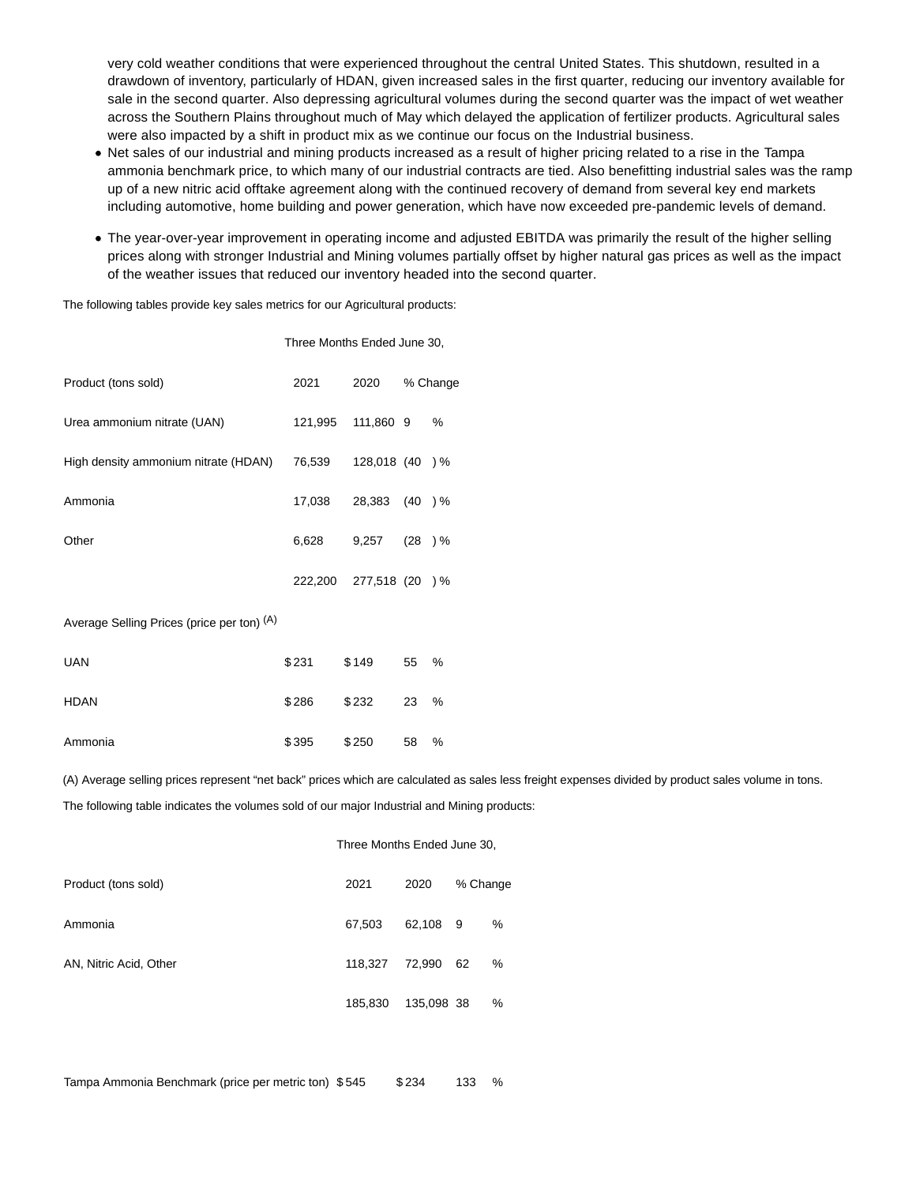very cold weather conditions that were experienced throughout the central United States. This shutdown, resulted in a drawdown of inventory, particularly of HDAN, given increased sales in the first quarter, reducing our inventory available for sale in the second quarter. Also depressing agricultural volumes during the second quarter was the impact of wet weather across the Southern Plains throughout much of May which delayed the application of fertilizer products. Agricultural sales were also impacted by a shift in product mix as we continue our focus on the Industrial business.

- Net sales of our industrial and mining products increased as a result of higher pricing related to a rise in the Tampa ammonia benchmark price, to which many of our industrial contracts are tied. Also benefitting industrial sales was the ramp up of a new nitric acid offtake agreement along with the continued recovery of demand from several key end markets including automotive, home building and power generation, which have now exceeded pre-pandemic levels of demand.
- The year-over-year improvement in operating income and adjusted EBITDA was primarily the result of the higher selling prices along with stronger Industrial and Mining volumes partially offset by higher natural gas prices as well as the impact of the weather issues that reduced our inventory headed into the second quarter.

The following tables provide key sales metrics for our Agricultural products:

| | Three Months Ended June 30, | | |
|---|---|---|---|
| Product (tons sold) | 2021 | 2020 | % Change |
| Urea ammonium nitrate (UAN) | 121,995 | 111,860 | 9 % |
| High density ammonium nitrate (HDAN) | 76,539 | 128,018 | (40 ) % |
| Ammonia | 17,038 | 28,383 | (40 ) % |
| Other | 6,628 | 9,257 | (28 ) % |
| | 222,200 | 277,518 | (20 ) % |
| Average Selling Prices (price per ton) (A) | | | |
| UAN | $ 231 | $ 149 | 55 % |
| HDAN | $ 286 | $ 232 | 23 % |
| Ammonia | $ 395 | $ 250 | 58 % |

(A) Average selling prices represent “net back” prices which are calculated as sales less freight expenses divided by product sales volume in tons.

The following table indicates the volumes sold of our major Industrial and Mining products:

| | Three Months Ended June 30, | | |
|---|---|---|---|
| Product (tons sold) | 2021 | 2020 | % Change |
| Ammonia | 67,503 | 62,108 | 9 % |
| AN, Nitric Acid, Other | 118,327 | 72,990 | 62 % |
| | 185,830 | 135,098 | 38 % |
| | | | |
| Tampa Ammonia Benchmark (price per metric ton) | $ 545 | $ 234 | 133 % |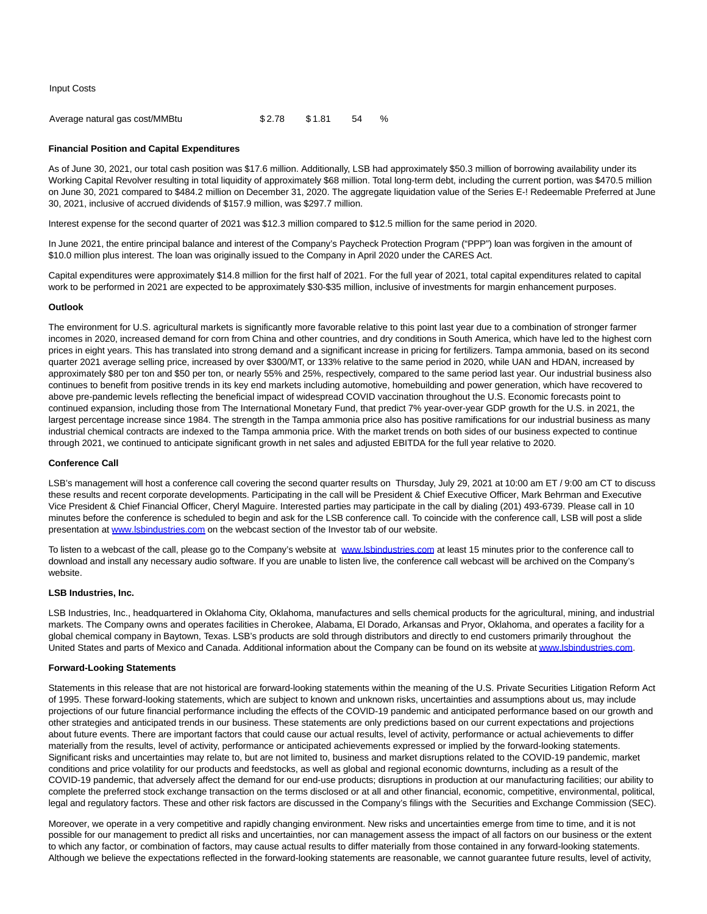| | | | |
|---|---|---|---|
| Input Costs | | | |
| Average natural gas cost/MMBtu | $ 2.78 | $ 1.81 | 54 % |

**Financial Position and Capital Expenditures**

As of June 30, 2021, our total cash position was $17.6 million. Additionally, LSB had approximately $50.3 million of borrowing availability under its Working Capital Revolver resulting in total liquidity of approximately $68 million. Total long-term debt, including the current portion, was $470.5 million on June 30, 2021 compared to $484.2 million on December 31, 2020. The aggregate liquidation value of the Series E-! Redeemable Preferred at June 30, 2021, inclusive of accrued dividends of $157.9 million, was $297.7 million.

Interest expense for the second quarter of 2021 was $12.3 million compared to $12.5 million for the same period in 2020.

In June 2021, the entire principal balance and interest of the Company's Paycheck Protection Program ("PPP") loan was forgiven in the amount of $10.0 million plus interest. The loan was originally issued to the Company in April 2020 under the CARES Act.

Capital expenditures were approximately $14.8 million for the first half of 2021. For the full year of 2021, total capital expenditures related to capital work to be performed in 2021 are expected to be approximately $30-$35 million, inclusive of investments for margin enhancement purposes.

**Outlook**

The environment for U.S. agricultural markets is significantly more favorable relative to this point last year due to a combination of stronger farmer incomes in 2020, increased demand for corn from China and other countries, and dry conditions in South America, which have led to the highest corn prices in eight years. This has translated into strong demand and a significant increase in pricing for fertilizers. Tampa ammonia, based on its second quarter 2021 average selling price, increased by over $300/MT, or 133% relative to the same period in 2020, while UAN and HDAN, increased by approximately $80 per ton and $50 per ton, or nearly 55% and 25%, respectively, compared to the same period last year. Our industrial business also continues to benefit from positive trends in its key end markets including automotive, homebuilding and power generation, which have recovered to above pre-pandemic levels reflecting the beneficial impact of widespread COVID vaccination throughout the U.S. Economic forecasts point to continued expansion, including those from The International Monetary Fund, that predict 7% year-over-year GDP growth for the U.S. in 2021, the largest percentage increase since 1984. The strength in the Tampa ammonia price also has positive ramifications for our industrial business as many industrial chemical contracts are indexed to the Tampa ammonia price. With the market trends on both sides of our business expected to continue through 2021, we continued to anticipate significant growth in net sales and adjusted EBITDA for the full year relative to 2020.

**Conference Call**

LSB's management will host a conference call covering the second quarter results on Thursday, July 29, 2021 at 10:00 am ET / 9:00 am CT to discuss these results and recent corporate developments. Participating in the call will be President & Chief Executive Officer, Mark Behrman and Executive Vice President & Chief Financial Officer, Cheryl Maguire. Interested parties may participate in the call by dialing (201) 493-6739. Please call in 10 minutes before the conference is scheduled to begin and ask for the LSB conference call. To coincide with the conference call, LSB will post a slide presentation at www.lsbindustries.com on the webcast section of the Investor tab of our website.

To listen to a webcast of the call, please go to the Company's website at www.lsbindustries.com at least 15 minutes prior to the conference call to download and install any necessary audio software. If you are unable to listen live, the conference call webcast will be archived on the Company's website.

**LSB Industries, Inc.**

LSB Industries, Inc., headquartered in Oklahoma City, Oklahoma, manufactures and sells chemical products for the agricultural, mining, and industrial markets. The Company owns and operates facilities in Cherokee, Alabama, El Dorado, Arkansas and Pryor, Oklahoma, and operates a facility for a global chemical company in Baytown, Texas. LSB's products are sold through distributors and directly to end customers primarily throughout the United States and parts of Mexico and Canada. Additional information about the Company can be found on its website at www.lsbindustries.com.

**Forward-Looking Statements**

Statements in this release that are not historical are forward-looking statements within the meaning of the U.S. Private Securities Litigation Reform Act of 1995. These forward-looking statements, which are subject to known and unknown risks, uncertainties and assumptions about us, may include projections of our future financial performance including the effects of the COVID-19 pandemic and anticipated performance based on our growth and other strategies and anticipated trends in our business. These statements are only predictions based on our current expectations and projections about future events. There are important factors that could cause our actual results, level of activity, performance or actual achievements to differ materially from the results, level of activity, performance or anticipated achievements expressed or implied by the forward-looking statements. Significant risks and uncertainties may relate to, but are not limited to, business and market disruptions related to the COVID-19 pandemic, market conditions and price volatility for our products and feedstocks, as well as global and regional economic downturns, including as a result of the COVID-19 pandemic, that adversely affect the demand for our end-use products; disruptions in production at our manufacturing facilities; our ability to complete the preferred stock exchange transaction on the terms disclosed or at all and other financial, economic, competitive, environmental, political, legal and regulatory factors. These and other risk factors are discussed in the Company's filings with the Securities and Exchange Commission (SEC).

Moreover, we operate in a very competitive and rapidly changing environment. New risks and uncertainties emerge from time to time, and it is not possible for our management to predict all risks and uncertainties, nor can management assess the impact of all factors on our business or the extent to which any factor, or combination of factors, may cause actual results to differ materially from those contained in any forward-looking statements. Although we believe the expectations reflected in the forward-looking statements are reasonable, we cannot guarantee future results, level of activity,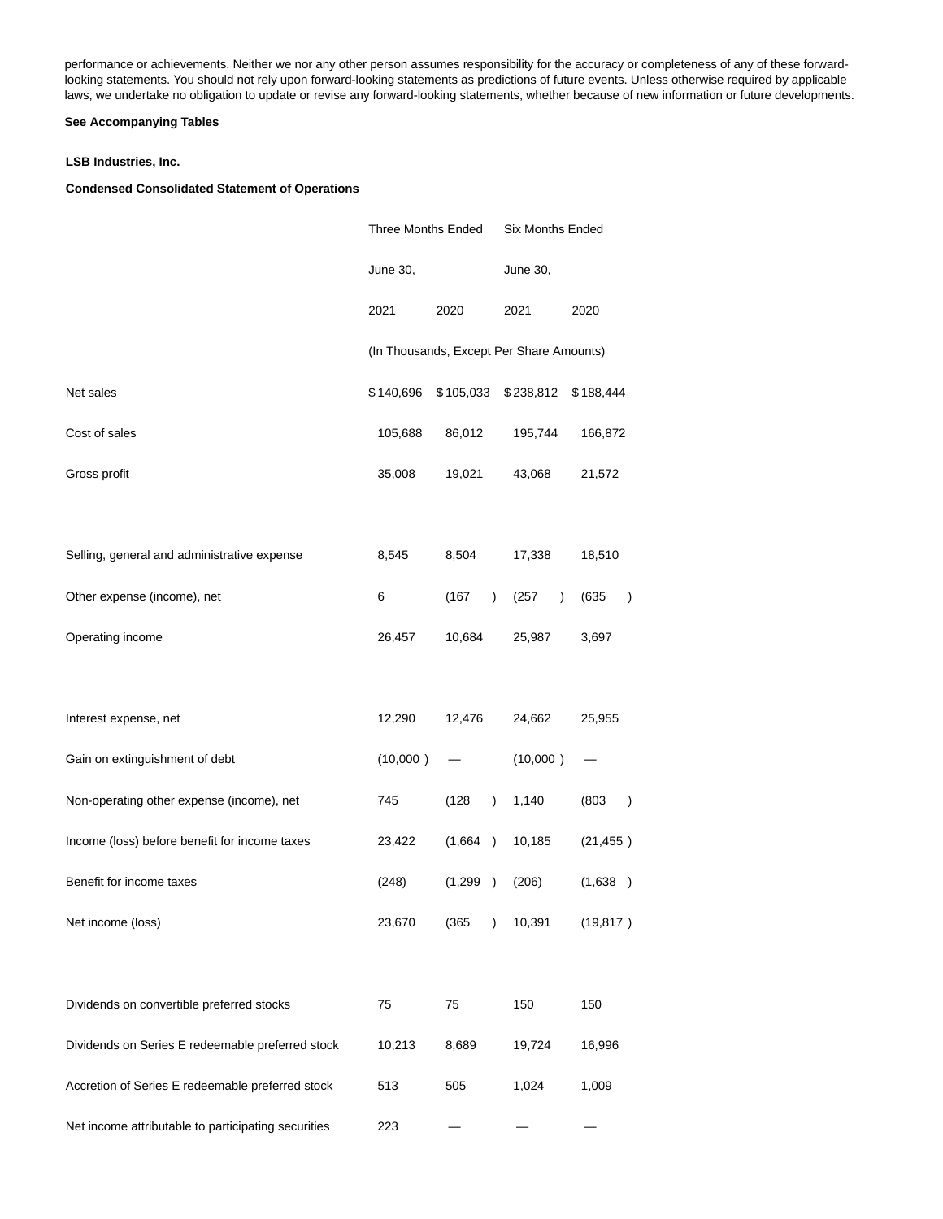performance or achievements. Neither we nor any other person assumes responsibility for the accuracy or completeness of any of these forward-looking statements. You should not rely upon forward-looking statements as predictions of future events. Unless otherwise required by applicable laws, we undertake no obligation to update or revise any forward-looking statements, whether because of new information or future developments.

**See Accompanying Tables**

**LSB Industries, Inc.**

**Condensed Consolidated Statement of Operations**

| | Three Months Ended | | Six Months Ended | |
|---|---|---|---|---|
| | June 30, | | June 30, | |
| | 2021 | 2020 | 2021 | 2020 |
| | (In Thousands, Except Per Share Amounts) | | | |
| Net sales | $ 140,696 | $ 105,033 | $ 238,812 | $ 188,444 |
| Cost of sales | 105,688 | 86,012 | 195,744 | 166,872 |
| Gross profit | 35,008 | 19,021 | 43,068 | 21,572 |
| | | | | |
| Selling, general and administrative expense | 8,545 | 8,504 | 17,338 | 18,510 |
| Other expense (income), net | 6 | (167 ) | (257 ) | (635 ) |
| Operating income | 26,457 | 10,684 | 25,987 | 3,697 |
| | | | | |
| Interest expense, net | 12,290 | 12,476 | 24,662 | 25,955 |
| Gain on extinguishment of debt | (10,000 ) | — | (10,000 ) | — |
| Non-operating other expense (income), net | 745 | (128 ) | 1,140 | (803 ) |
| Income (loss) before benefit for income taxes | 23,422 | (1,664 ) | 10,185 | (21,455 ) |
| Benefit for income taxes | (248) | (1,299 ) | (206) | (1,638 ) |
| Net income (loss) | 23,670 | (365 ) | 10,391 | (19,817 ) |
| | | | | |
| Dividends on convertible preferred stocks | 75 | 75 | 150 | 150 |
| Dividends on Series E redeemable preferred stock | 10,213 | 8,689 | 19,724 | 16,996 |
| Accretion of Series E redeemable preferred stock | 513 | 505 | 1,024 | 1,009 |
| Net income attributable to participating securities | 223 | — | — | — |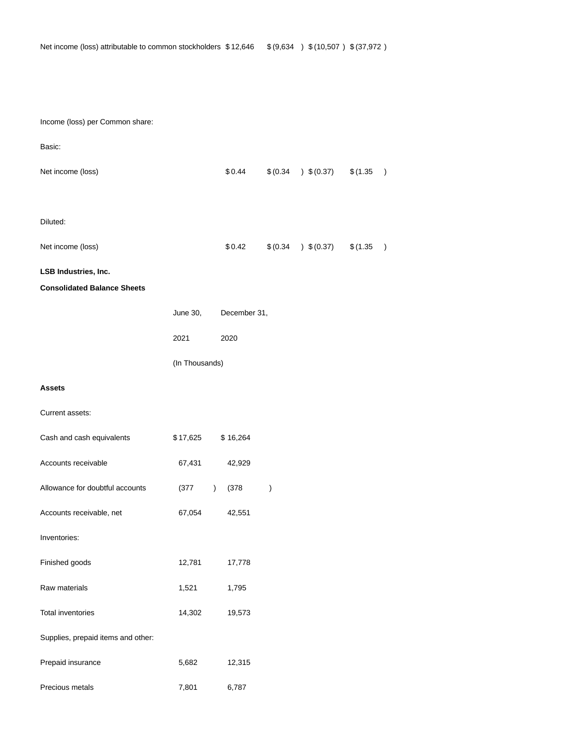| | | | | |
|---|---|---|---|---|
| Net income (loss) attributable to common stockholders | $ 12,646 | $ (9,634 ) | $ (10,507 ) | $ (37,972 ) |
| | | | | |
| Income (loss) per Common share: | | | | |
| Basic: | | | | |
| Net income (loss) | $ 0.44 | $ (0.34 ) | $ (0.37) | $ (1.35 ) |
| | | | | |
| Diluted: | | | | |
| Net income (loss) | $ 0.42 | $ (0.34 ) | $ (0.37) | $ (1.35 ) |

**LSB Industries, Inc.**

**Consolidated Balance Sheets**

| | June 30, 2021 | December 31, 2020 |
|---|---|---|
| | (In Thousands) | |
| **Assets** | | |
| Current assets: | | |
| Cash and cash equivalents | $ 17,625 | $ 16,264 |
| Accounts receivable | 67,431 | 42,929 |
| Allowance for doubtful accounts | (377 ) | (378 ) |
| Accounts receivable, net | 67,054 | 42,551 |
| Inventories: | | |
| Finished goods | 12,781 | 17,778 |
| Raw materials | 1,521 | 1,795 |
| Total inventories | 14,302 | 19,573 |
| Supplies, prepaid items and other: | | |
| Prepaid insurance | 5,682 | 12,315 |
| Precious metals | 7,801 | 6,787 |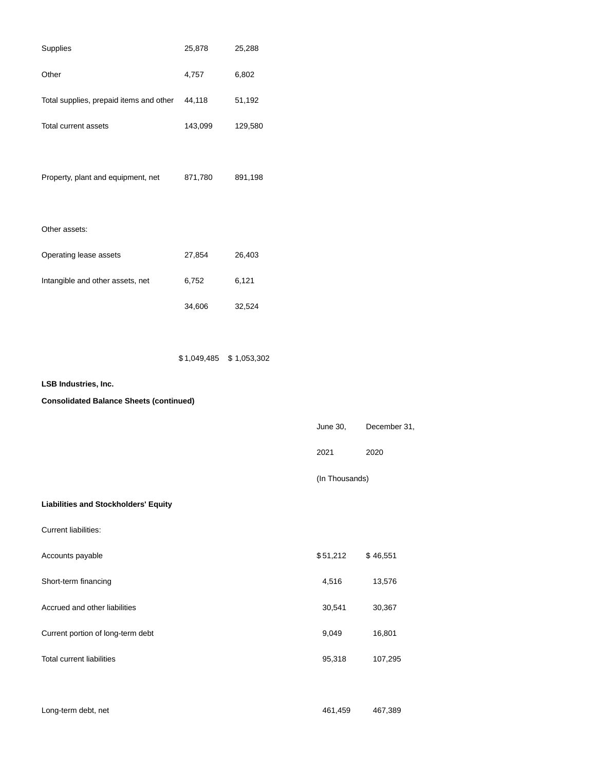| | | |
|---|---|---|
| Supplies | 25,878 | 25,288 |
| Other | 4,757 | 6,802 |
| Total supplies, prepaid items and other | 44,118 | 51,192 |
| Total current assets | 143,099 | 129,580 |
| | | |
| Property, plant and equipment, net | 871,780 | 891,198 |
| | | |
| Other assets: | | |
| Operating lease assets | 27,854 | 26,403 |
| Intangible and other assets, net | 6,752 | 6,121 |
| | 34,606 | 32,524 |
| | | |
| | $ 1,049,485 | $ 1,053,302 |

**LSB Industries, Inc.**

**Consolidated Balance Sheets (continued)**

| | June 30, 2021 | December 31, 2020 |
|---|---|---|
| | (In Thousands) | |
| **Liabilities and Stockholders' Equity** | | |
| Current liabilities: | | |
| Accounts payable | $ 51,212 | $ 46,551 |
| Short-term financing | 4,516 | 13,576 |
| Accrued and other liabilities | 30,541 | 30,367 |
| Current portion of long-term debt | 9,049 | 16,801 |
| Total current liabilities | 95,318 | 107,295 |
| | | |
| Long-term debt, net | 461,459 | 467,389 |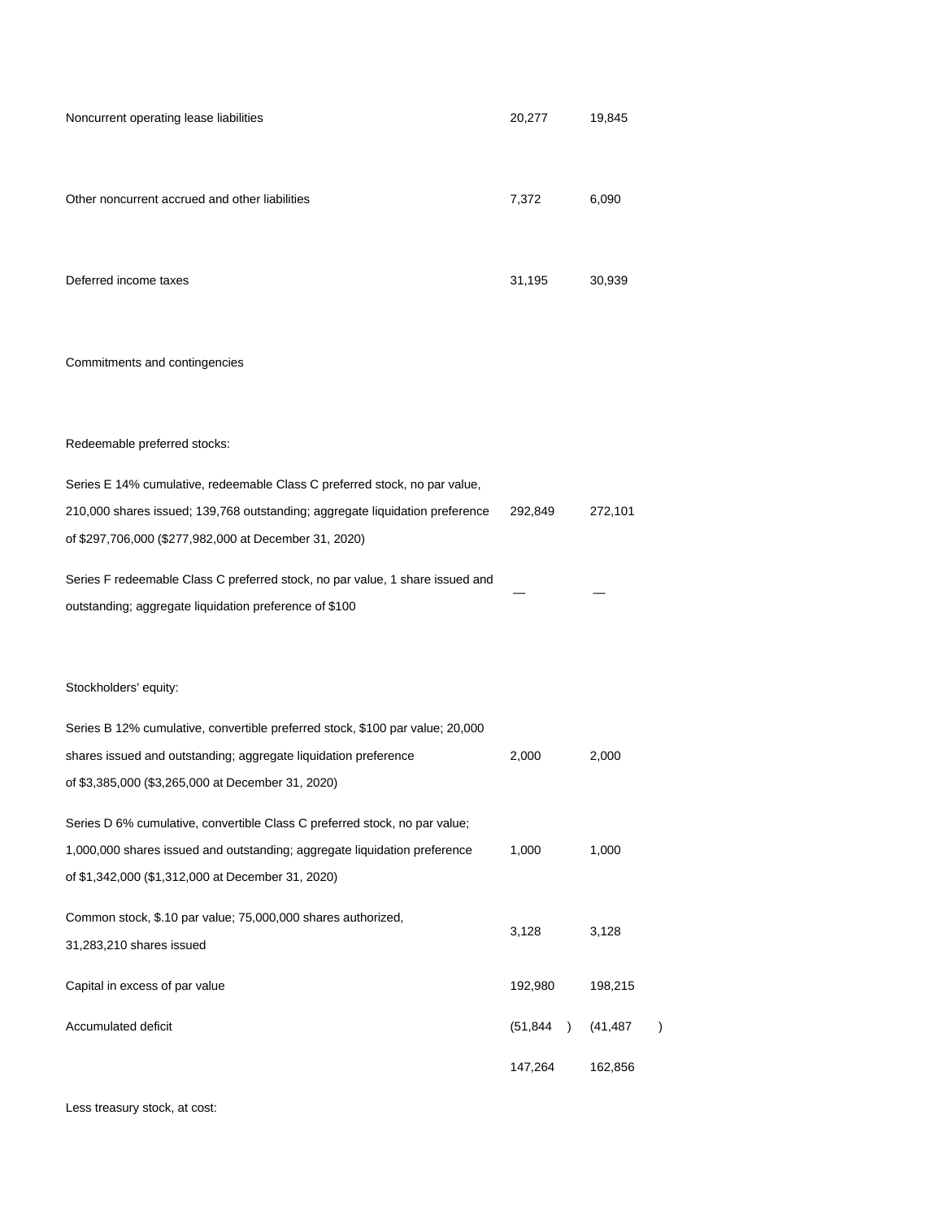| | | |
|---|---|---|
| Noncurrent operating lease liabilities | 20,277 | 19,845 |
| Other noncurrent accrued and other liabilities | 7,372 | 6,090 |
| Deferred income taxes | 31,195 | 30,939 |
| Commitments and contingencies | | |
| Redeemable preferred stocks: | | |
| Series E 14% cumulative, redeemable Class C preferred stock, no par value, 210,000 shares issued; 139,768 outstanding; aggregate liquidation preference of $297,706,000 ($277,982,000 at December 31, 2020) | 292,849 | 272,101 |
| Series F redeemable Class C preferred stock, no par value, 1 share issued and outstanding; aggregate liquidation preference of $100 | — | — |
| Stockholders' equity: | | |
| Series B 12% cumulative, convertible preferred stock, $100 par value; 20,000 shares issued and outstanding; aggregate liquidation preference of $3,385,000 ($3,265,000 at December 31, 2020) | 2,000 | 2,000 |
| Series D 6% cumulative, convertible Class C preferred stock, no par value; 1,000,000 shares issued and outstanding; aggregate liquidation preference of $1,342,000 ($1,312,000 at December 31, 2020) | 1,000 | 1,000 |
| Common stock, $.10 par value; 75,000,000 shares authorized, 31,283,210 shares issued | 3,128 | 3,128 |
| Capital in excess of par value | 192,980 | 198,215 |
| Accumulated deficit | (51,844) | (41,487) |
| | 147,264 | 162,856 |
| Less treasury stock, at cost: | | |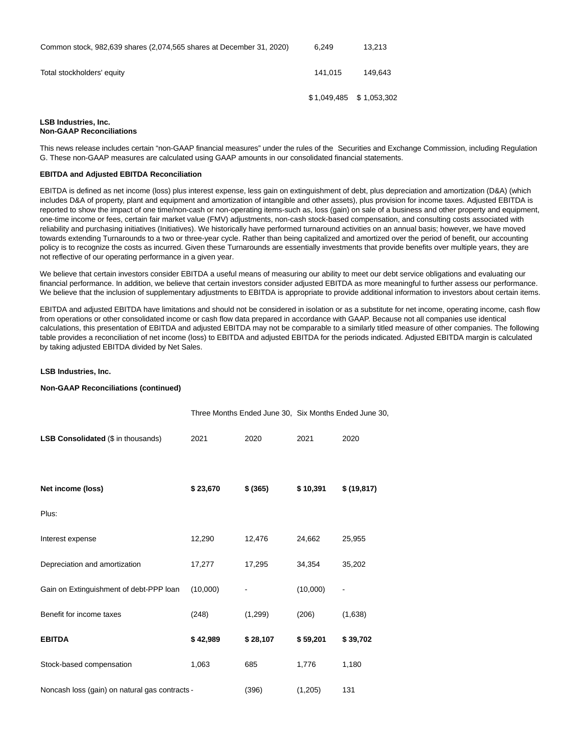| | | |
|---|---|---|
| Common stock, 982,639 shares (2,074,565 shares at December 31, 2020) | 6,249 | 13,213 |
| Total stockholders' equity | 141,015 | 149,643 |
| | $ 1,049,485 | $ 1,053,302 |

**LSB Industries, Inc.**
**Non-GAAP Reconciliations**

This news release includes certain "non-GAAP financial measures" under the rules of the Securities and Exchange Commission, including Regulation G. These non-GAAP measures are calculated using GAAP amounts in our consolidated financial statements.

**EBITDA and Adjusted EBITDA Reconciliation**

EBITDA is defined as net income (loss) plus interest expense, less gain on extinguishment of debt, plus depreciation and amortization (D&A) (which includes D&A of property, plant and equipment and amortization of intangible and other assets), plus provision for income taxes. Adjusted EBITDA is reported to show the impact of one time/non-cash or non-operating items-such as, loss (gain) on sale of a business and other property and equipment, one-time income or fees, certain fair market value (FMV) adjustments, non-cash stock-based compensation, and consulting costs associated with reliability and purchasing initiatives (Initiatives). We historically have performed turnaround activities on an annual basis; however, we have moved towards extending Turnarounds to a two or three-year cycle. Rather than being capitalized and amortized over the period of benefit, our accounting policy is to recognize the costs as incurred. Given these Turnarounds are essentially investments that provide benefits over multiple years, they are not reflective of our operating performance in a given year.

We believe that certain investors consider EBITDA a useful means of measuring our ability to meet our debt service obligations and evaluating our financial performance. In addition, we believe that certain investors consider adjusted EBITDA as more meaningful to further assess our performance. We believe that the inclusion of supplementary adjustments to EBITDA is appropriate to provide additional information to investors about certain items.

EBITDA and adjusted EBITDA have limitations and should not be considered in isolation or as a substitute for net income, operating income, cash flow from operations or other consolidated income or cash flow data prepared in accordance with GAAP. Because not all companies use identical calculations, this presentation of EBITDA and adjusted EBITDA may not be comparable to a similarly titled measure of other companies. The following table provides a reconciliation of net income (loss) to EBITDA and adjusted EBITDA for the periods indicated. Adjusted EBITDA margin is calculated by taking adjusted EBITDA divided by Net Sales.

**LSB Industries, Inc.**

**Non-GAAP Reconciliations (continued)**

| | Three Months Ended June 30, | | Six Months Ended June 30, | |
|---|---|---|---|---|
| **LSB Consolidated** ($ in thousands) | 2021 | 2020 | 2021 | 2020 |
| **Net income (loss)** | **$ 23,670** | **$ (365)** | **$ 10,391** | **$ (19,817)** |
| Plus: | | | | |
| Interest expense | 12,290 | 12,476 | 24,662 | 25,955 |
| Depreciation and amortization | 17,277 | 17,295 | 34,354 | 35,202 |
| Gain on Extinguishment of debt-PPP loan | (10,000) | - | (10,000) | - |
| Benefit for income taxes | (248) | (1,299) | (206) | (1,638) |
| **EBITDA** | **$ 42,989** | **$ 28,107** | **$ 59,201** | **$ 39,702** |
| Stock-based compensation | 1,063 | 685 | 1,776 | 1,180 |
| Noncash loss (gain) on natural gas contracts | - | (396) | (1,205) | 131 |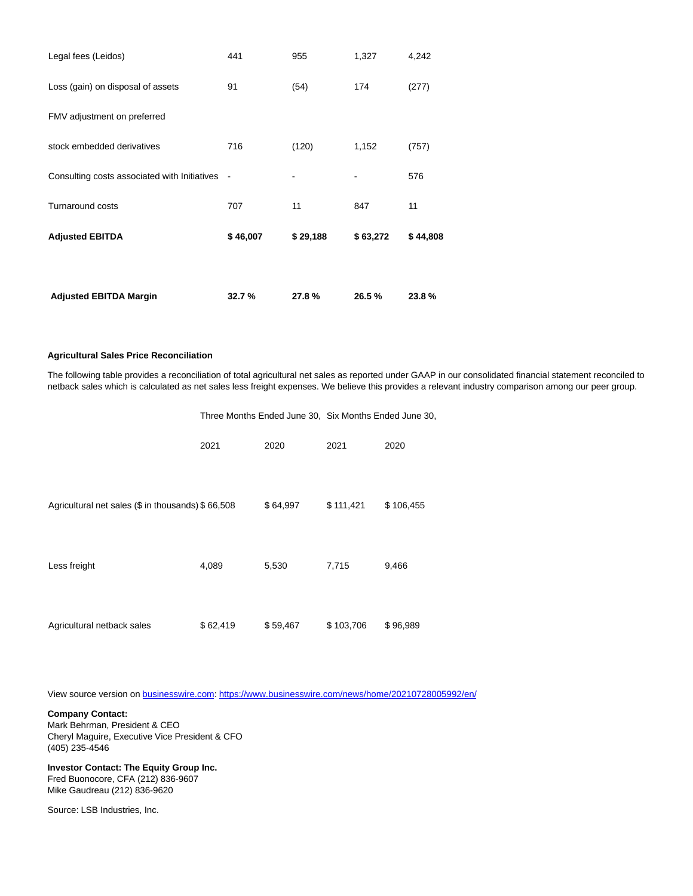| | | | | |
|---|---|---|---|---|
| Legal fees (Leidos) | 441 | 955 | 1,327 | 4,242 |
| Loss (gain) on disposal of assets | 91 | (54) | 174 | (277) |
| FMV adjustment on preferred stock embedded derivatives | 716 | (120) | 1,152 | (757) |
| Consulting costs associated with Initiatives | - | - | - | 576 |
| Turnaround costs | 707 | 11 | 847 | 11 |
| **Adjusted EBITDA** | **$ 46,007** | **$ 29,188** | **$ 63,272** | **$ 44,808** |
| **Adjusted EBITDA Margin** | **32.7 %** | **27.8 %** | **26.5 %** | **23.8 %** |

**Agricultural Sales Price Reconciliation**

The following table provides a reconciliation of total agricultural net sales as reported under GAAP in our consolidated financial statement reconciled to netback sales which is calculated as net sales less freight expenses. We believe this provides a relevant industry comparison among our peer group.

| | Three Months Ended June 30, | | Six Months Ended June 30, | |
|---|---|---|---|---|
| | 2021 | 2020 | 2021 | 2020 |
| Agricultural net sales ($ in thousands) | $ 66,508 | $ 64,997 | $ 111,421 | $ 106,455 |
| Less freight | 4,089 | 5,530 | 7,715 | 9,466 |
| Agricultural netback sales | $ 62,419 | $ 59,467 | $ 103,706 | $ 96,989 |

View source version on businesswire.com: https://www.businesswire.com/news/home/20210728005992/en/

**Company Contact:**
Mark Behrman, President & CEO
Cheryl Maguire, Executive Vice President & CFO
(405) 235-4546

**Investor Contact: The Equity Group Inc.**
Fred Buonocore, CFA (212) 836-9607
Mike Gaudreau (212) 836-9620

Source: LSB Industries, Inc.